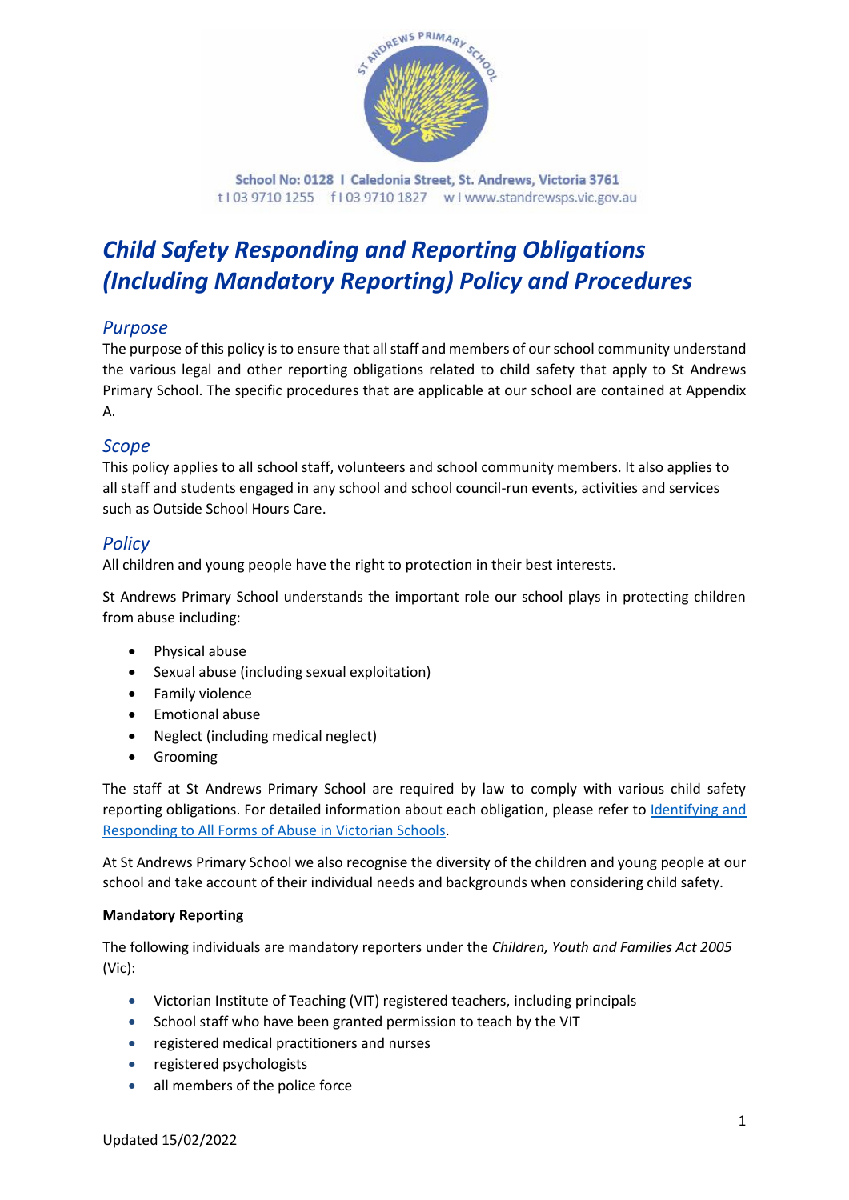School No: 0128 I Caledonia Street, St. Andrews, Victoria 3761
t I 03 9710 1255 f I 03 9710 1827 w I www.standrewsps.vic.gov.au

# *Child Safety Responding and Reporting Obligations (Including Mandatory Reporting) Policy and Procedures*

## *Purpose*

The purpose of this policy is to ensure that all staff and members of our school community understand the various legal and other reporting obligations related to child safety that apply to St Andrews Primary School. The specific procedures that are applicable at our school are contained at Appendix A.

## *Scope*

This policy applies to all school staff, volunteers and school community members. It also applies to all staff and students engaged in any school and school council-run events, activities and services such as Outside School Hours Care.

## *Policy*

All children and young people have the right to protection in their best interests.

St Andrews Primary School understands the important role our school plays in protecting children from abuse including:

- Physical abuse
- Sexual abuse (including sexual exploitation)
- Family violence
- Emotional abuse
- Neglect (including medical neglect)
- Grooming

The staff at St Andrews Primary School are required by law to comply with various child safety reporting obligations. For detailed information about each obligation, please refer to [Identifying and Responding to All Forms of Abuse in Victorian Schools](Identifying and Responding to All Forms of Abuse in Victorian Schools).

At St Andrews Primary School we also recognise the diversity of the children and young people at our school and take account of their individual needs and backgrounds when considering child safety.

**Mandatory Reporting**

The following individuals are mandatory reporters under the *Children, Youth and Families Act 2005* (Vic):

- Victorian Institute of Teaching (VIT) registered teachers, including principals
- School staff who have been granted permission to teach by the VIT
- registered medical practitioners and nurses
- registered psychologists
- all members of the police force

Updated 15/02/2022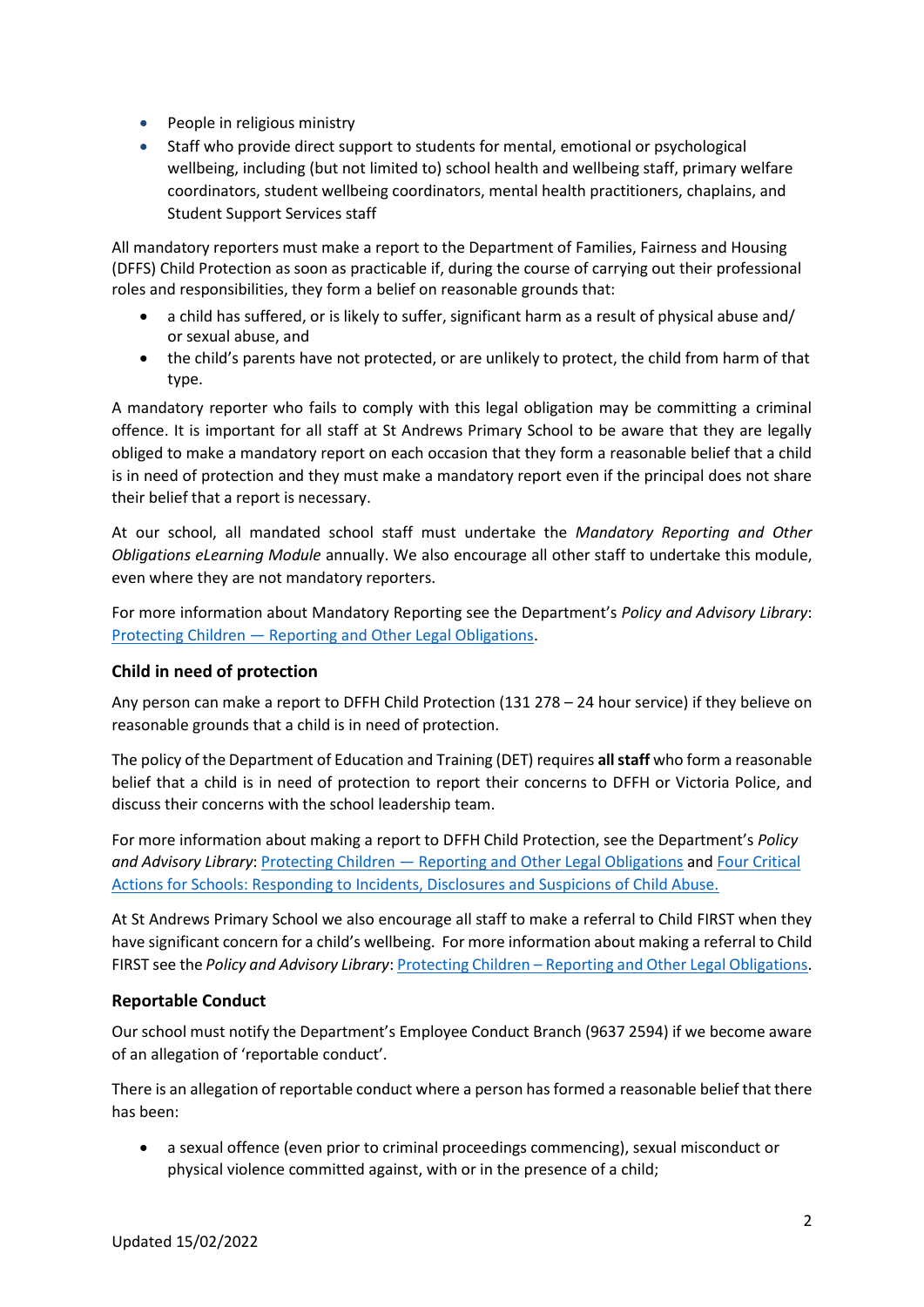- People in religious ministry
- Staff who provide direct support to students for mental, emotional or psychological wellbeing, including (but not limited to) school health and wellbeing staff, primary welfare coordinators, student wellbeing coordinators, mental health practitioners, chaplains, and Student Support Services staff

All mandatory reporters must make a report to the Department of Families, Fairness and Housing (DFFS) Child Protection as soon as practicable if, during the course of carrying out their professional roles and responsibilities, they form a belief on reasonable grounds that:

- a child has suffered, or is likely to suffer, significant harm as a result of physical abuse and/ or sexual abuse, and
- the child's parents have not protected, or are unlikely to protect, the child from harm of that type.

A mandatory reporter who fails to comply with this legal obligation may be committing a criminal offence. It is important for all staff at St Andrews Primary School to be aware that they are legally obliged to make a mandatory report on each occasion that they form a reasonable belief that a child is in need of protection and they must make a mandatory report even if the principal does not share their belief that a report is necessary.

At our school, all mandated school staff must undertake the *Mandatory Reporting and Other Obligations eLearning Module* annually. We also encourage all other staff to undertake this module, even where they are not mandatory reporters.

For more information about Mandatory Reporting see the Department's *Policy and Advisory Library*: Protecting Children — Reporting and Other Legal Obligations.

## Child in need of protection

Any person can make a report to DFFH Child Protection (131 278 – 24 hour service) if they believe on reasonable grounds that a child is in need of protection.

The policy of the Department of Education and Training (DET) requires **all staff** who form a reasonable belief that a child is in need of protection to report their concerns to DFFH or Victoria Police, and discuss their concerns with the school leadership team.

For more information about making a report to DFFH Child Protection, see the Department's *Policy and Advisory Library*: Protecting Children — Reporting and Other Legal Obligations and Four Critical Actions for Schools: Responding to Incidents, Disclosures and Suspicions of Child Abuse.

At St Andrews Primary School we also encourage all staff to make a referral to Child FIRST when they have significant concern for a child's wellbeing. For more information about making a referral to Child FIRST see the *Policy and Advisory Library*: Protecting Children – Reporting and Other Legal Obligations.

## Reportable Conduct

Our school must notify the Department's Employee Conduct Branch (9637 2594) if we become aware of an allegation of 'reportable conduct'.

There is an allegation of reportable conduct where a person has formed a reasonable belief that there has been:

- a sexual offence (even prior to criminal proceedings commencing), sexual misconduct or physical violence committed against, with or in the presence of a child;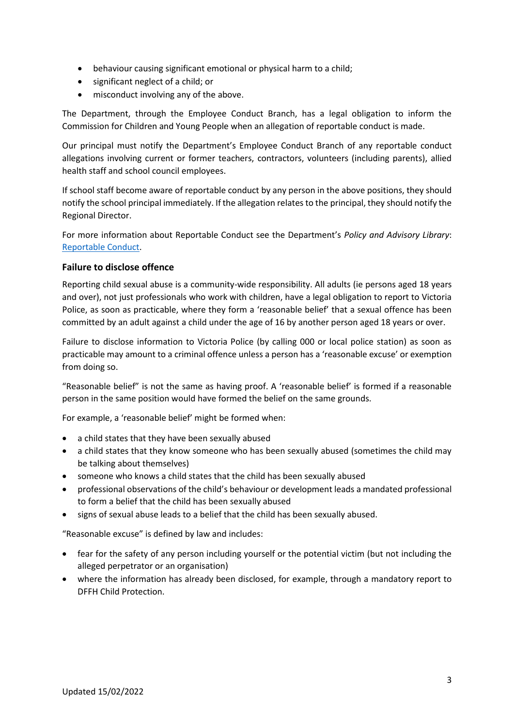- behaviour causing significant emotional or physical harm to a child;
- significant neglect of a child; or
- misconduct involving any of the above.

The Department, through the Employee Conduct Branch, has a legal obligation to inform the Commission for Children and Young People when an allegation of reportable conduct is made.

Our principal must notify the Department's Employee Conduct Branch of any reportable conduct allegations involving current or former teachers, contractors, volunteers (including parents), allied health staff and school council employees.

If school staff become aware of reportable conduct by any person in the above positions, they should notify the school principal immediately. If the allegation relates to the principal, they should notify the Regional Director.

For more information about Reportable Conduct see the Department's *Policy and Advisory Library*: Reportable Conduct.

### Failure to disclose offence

Reporting child sexual abuse is a community-wide responsibility. All adults (ie persons aged 18 years and over), not just professionals who work with children, have a legal obligation to report to Victoria Police, as soon as practicable, where they form a 'reasonable belief' that a sexual offence has been committed by an adult against a child under the age of 16 by another person aged 18 years or over.

Failure to disclose information to Victoria Police (by calling 000 or local police station) as soon as practicable may amount to a criminal offence unless a person has a 'reasonable excuse' or exemption from doing so.

"Reasonable belief" is not the same as having proof. A 'reasonable belief' is formed if a reasonable person in the same position would have formed the belief on the same grounds.

For example, a 'reasonable belief' might be formed when:

- a child states that they have been sexually abused
- a child states that they know someone who has been sexually abused (sometimes the child may be talking about themselves)
- someone who knows a child states that the child has been sexually abused
- professional observations of the child's behaviour or development leads a mandated professional to form a belief that the child has been sexually abused
- signs of sexual abuse leads to a belief that the child has been sexually abused.

"Reasonable excuse" is defined by law and includes:

- fear for the safety of any person including yourself or the potential victim (but not including the alleged perpetrator or an organisation)
- where the information has already been disclosed, for example, through a mandatory report to DFFH Child Protection.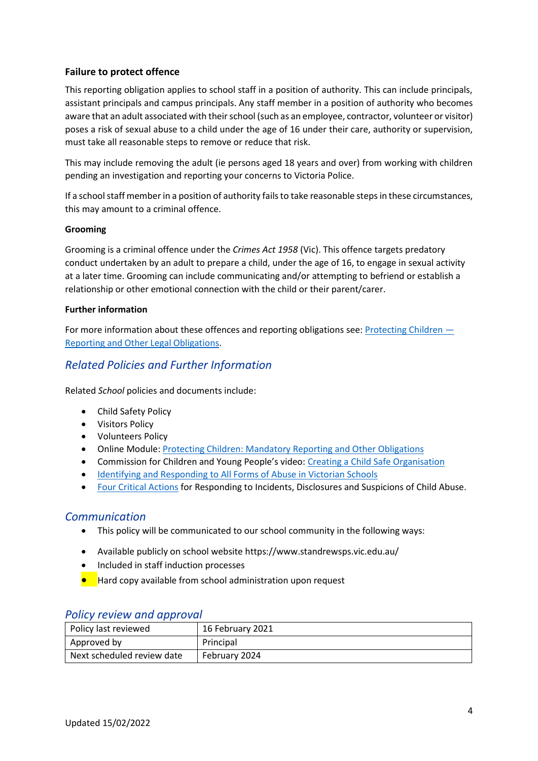### Failure to protect offence

This reporting obligation applies to school staff in a position of authority. This can include principals, assistant principals and campus principals. Any staff member in a position of authority who becomes aware that an adult associated with their school (such as an employee, contractor, volunteer or visitor) poses a risk of sexual abuse to a child under the age of 16 under their care, authority or supervision, must take all reasonable steps to remove or reduce that risk.

This may include removing the adult (ie persons aged 18 years and over) from working with children pending an investigation and reporting your concerns to Victoria Police.

If a school staff member in a position of authority fails to take reasonable steps in these circumstances, this may amount to a criminal offence.

### Grooming

Grooming is a criminal offence under the *Crimes Act 1958* (Vic). This offence targets predatory conduct undertaken by an adult to prepare a child, under the age of 16, to engage in sexual activity at a later time. Grooming can include communicating and/or attempting to befriend or establish a relationship or other emotional connection with the child or their parent/carer.

### Further information

For more information about these offences and reporting obligations see: Protecting Children — Reporting and Other Legal Obligations.

## *Related Policies and Further Information*

Related *School* policies and documents include:

- Child Safety Policy
- Visitors Policy
- Volunteers Policy
- Online Module: Protecting Children: Mandatory Reporting and Other Obligations
- Commission for Children and Young People's video: Creating a Child Safe Organisation
- Identifying and Responding to All Forms of Abuse in Victorian Schools
- Four Critical Actions for Responding to Incidents, Disclosures and Suspicions of Child Abuse.

## *Communication*

- This policy will be communicated to our school community in the following ways:
- Available publicly on school website https://www.standrewsps.vic.edu.au/
- Included in staff induction processes
- Hard copy available from school administration upon request

## *Policy review and approval*

| Policy last reviewed | 16 February 2021 |
|---|---|
| Approved by | Principal |
| Next scheduled review date | February 2024 |

Updated 15/02/2022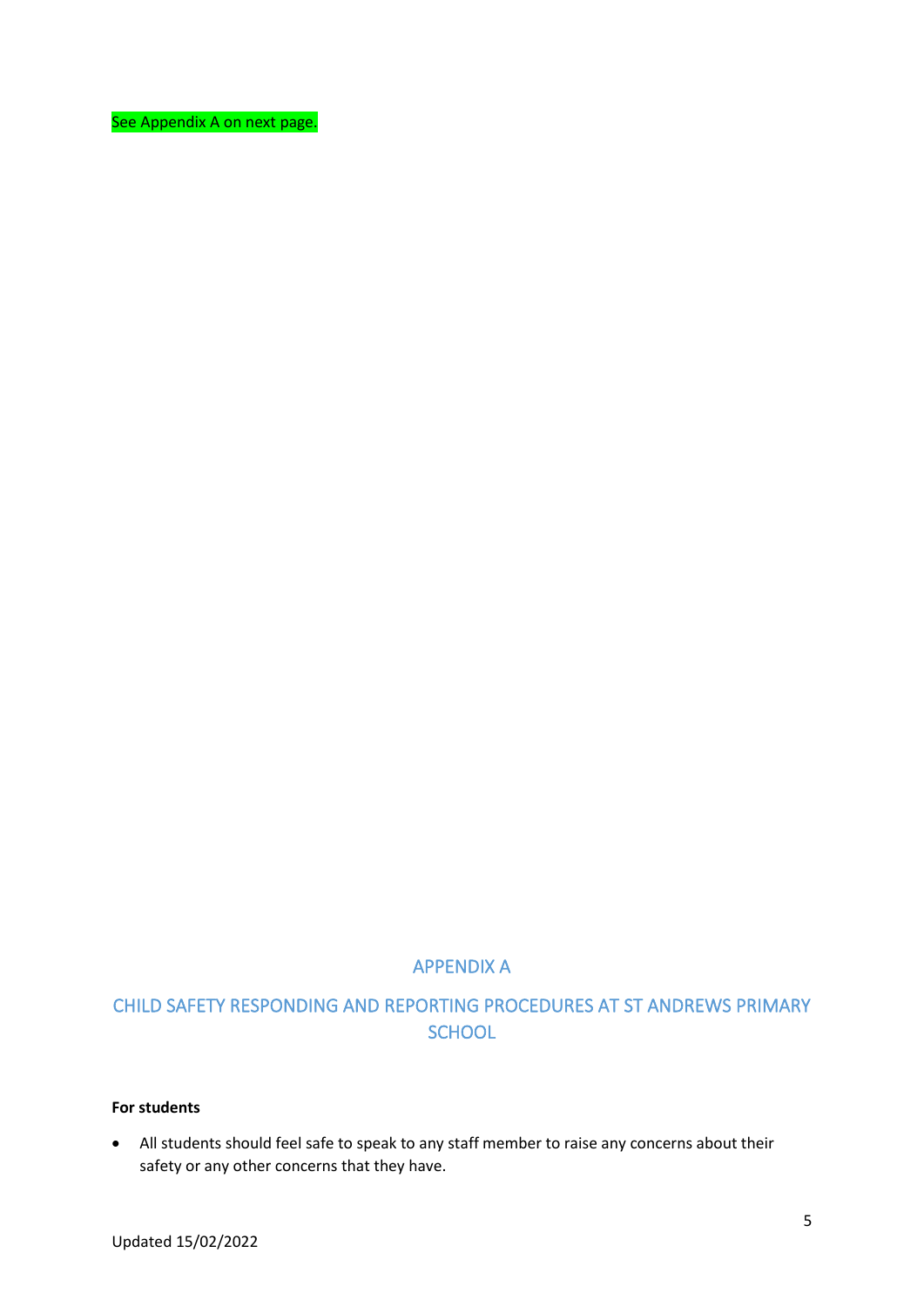See Appendix A on next page.

## APPENDIX A

## CHILD SAFETY RESPONDING AND REPORTING PROCEDURES AT ST ANDREWS PRIMARY SCHOOL

**For students**

- All students should feel safe to speak to any staff member to raise any concerns about their safety or any other concerns that they have.

Updated 15/02/2022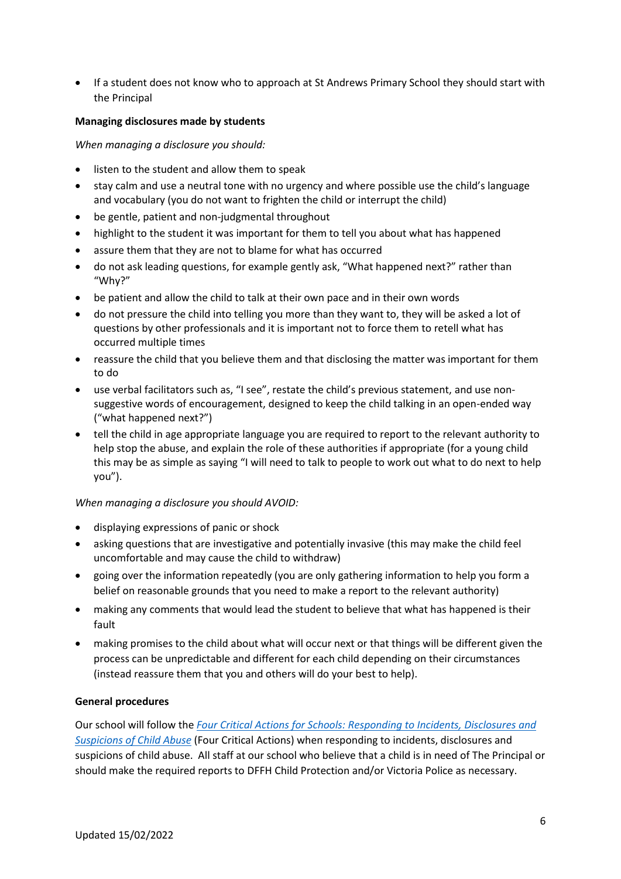- If a student does not know who to approach at St Andrews Primary School they should start with the Principal

**Managing disclosures made by students**

*When managing a disclosure you should:*

- listen to the student and allow them to speak
- stay calm and use a neutral tone with no urgency and where possible use the child's language and vocabulary (you do not want to frighten the child or interrupt the child)
- be gentle, patient and non-judgmental throughout
- highlight to the student it was important for them to tell you about what has happened
- assure them that they are not to blame for what has occurred
- do not ask leading questions, for example gently ask, "What happened next?" rather than "Why?"
- be patient and allow the child to talk at their own pace and in their own words
- do not pressure the child into telling you more than they want to, they will be asked a lot of questions by other professionals and it is important not to force them to retell what has occurred multiple times
- reassure the child that you believe them and that disclosing the matter was important for them to do
- use verbal facilitators such as, "I see", restate the child's previous statement, and use non-suggestive words of encouragement, designed to keep the child talking in an open-ended way ("what happened next?")
- tell the child in age appropriate language you are required to report to the relevant authority to help stop the abuse, and explain the role of these authorities if appropriate (for a young child this may be as simple as saying "I will need to talk to people to work out what to do next to help you").

*When managing a disclosure you should AVOID:*

- displaying expressions of panic or shock
- asking questions that are investigative and potentially invasive (this may make the child feel uncomfortable and may cause the child to withdraw)
- going over the information repeatedly (you are only gathering information to help you form a belief on reasonable grounds that you need to make a report to the relevant authority)
- making any comments that would lead the student to believe that what has happened is their fault
- making promises to the child about what will occur next or that things will be different given the process can be unpredictable and different for each child depending on their circumstances (instead reassure them that you and others will do your best to help).

**General procedures**

Our school will follow the *[Four Critical Actions for Schools: Responding to Incidents, Disclosures and Suspicions of Child Abuse]()* (Four Critical Actions) when responding to incidents, disclosures and suspicions of child abuse. All staff at our school who believe that a child is in need of The Principal or should make the required reports to DFFH Child Protection and/or Victoria Police as necessary.

Updated 15/02/2022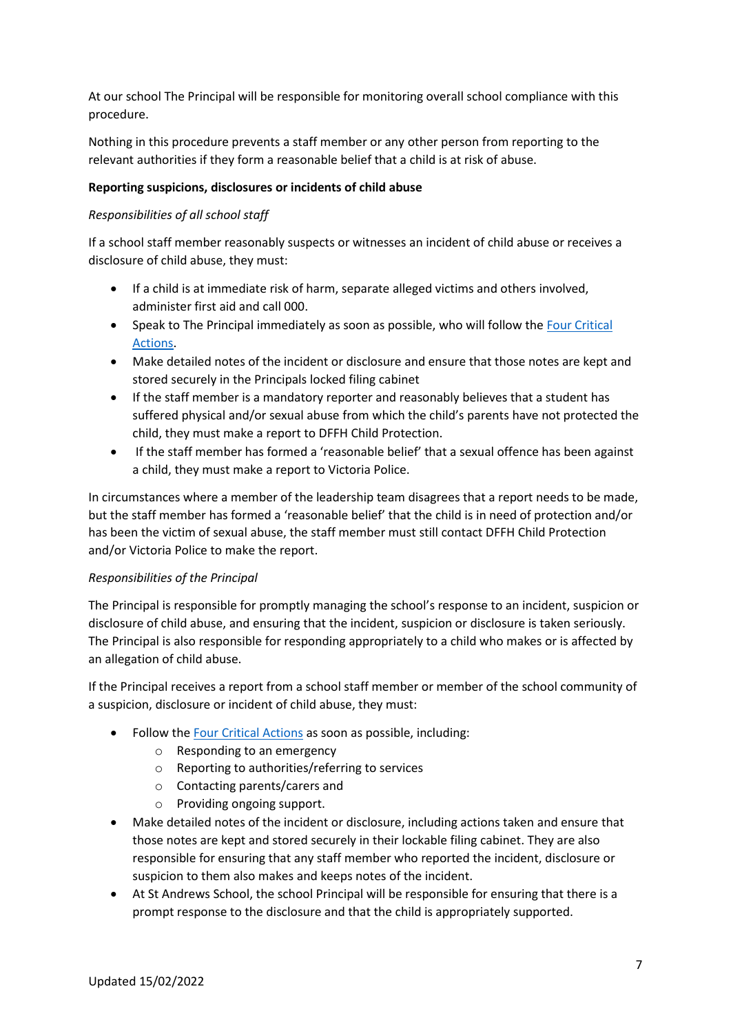At our school The Principal will be responsible for monitoring overall school compliance with this procedure.

Nothing in this procedure prevents a staff member or any other person from reporting to the relevant authorities if they form a reasonable belief that a child is at risk of abuse.

**Reporting suspicions, disclosures or incidents of child abuse**

*Responsibilities of all school staff*

If a school staff member reasonably suspects or witnesses an incident of child abuse or receives a disclosure of child abuse, they must:

- If a child is at immediate risk of harm, separate alleged victims and others involved, administer first aid and call 000.
- Speak to The Principal immediately as soon as possible, who will follow the Four Critical Actions.
- Make detailed notes of the incident or disclosure and ensure that those notes are kept and stored securely in the Principals locked filing cabinet
- If the staff member is a mandatory reporter and reasonably believes that a student has suffered physical and/or sexual abuse from which the child's parents have not protected the child, they must make a report to DFFH Child Protection.
- If the staff member has formed a 'reasonable belief' that a sexual offence has been against a child, they must make a report to Victoria Police.

In circumstances where a member of the leadership team disagrees that a report needs to be made, but the staff member has formed a 'reasonable belief' that the child is in need of protection and/or has been the victim of sexual abuse, the staff member must still contact DFFH Child Protection and/or Victoria Police to make the report.

*Responsibilities of the Principal*

The Principal is responsible for promptly managing the school's response to an incident, suspicion or disclosure of child abuse, and ensuring that the incident, suspicion or disclosure is taken seriously. The Principal is also responsible for responding appropriately to a child who makes or is affected by an allegation of child abuse.

If the Principal receives a report from a school staff member or member of the school community of a suspicion, disclosure or incident of child abuse, they must:

- Follow the Four Critical Actions as soon as possible, including:
  - Responding to an emergency
  - Reporting to authorities/referring to services
  - Contacting parents/carers and
  - Providing ongoing support.
- Make detailed notes of the incident or disclosure, including actions taken and ensure that those notes are kept and stored securely in their lockable filing cabinet. They are also responsible for ensuring that any staff member who reported the incident, disclosure or suspicion to them also makes and keeps notes of the incident.
- At St Andrews School, the school Principal will be responsible for ensuring that there is a prompt response to the disclosure and that the child is appropriately supported.

Updated 15/02/2022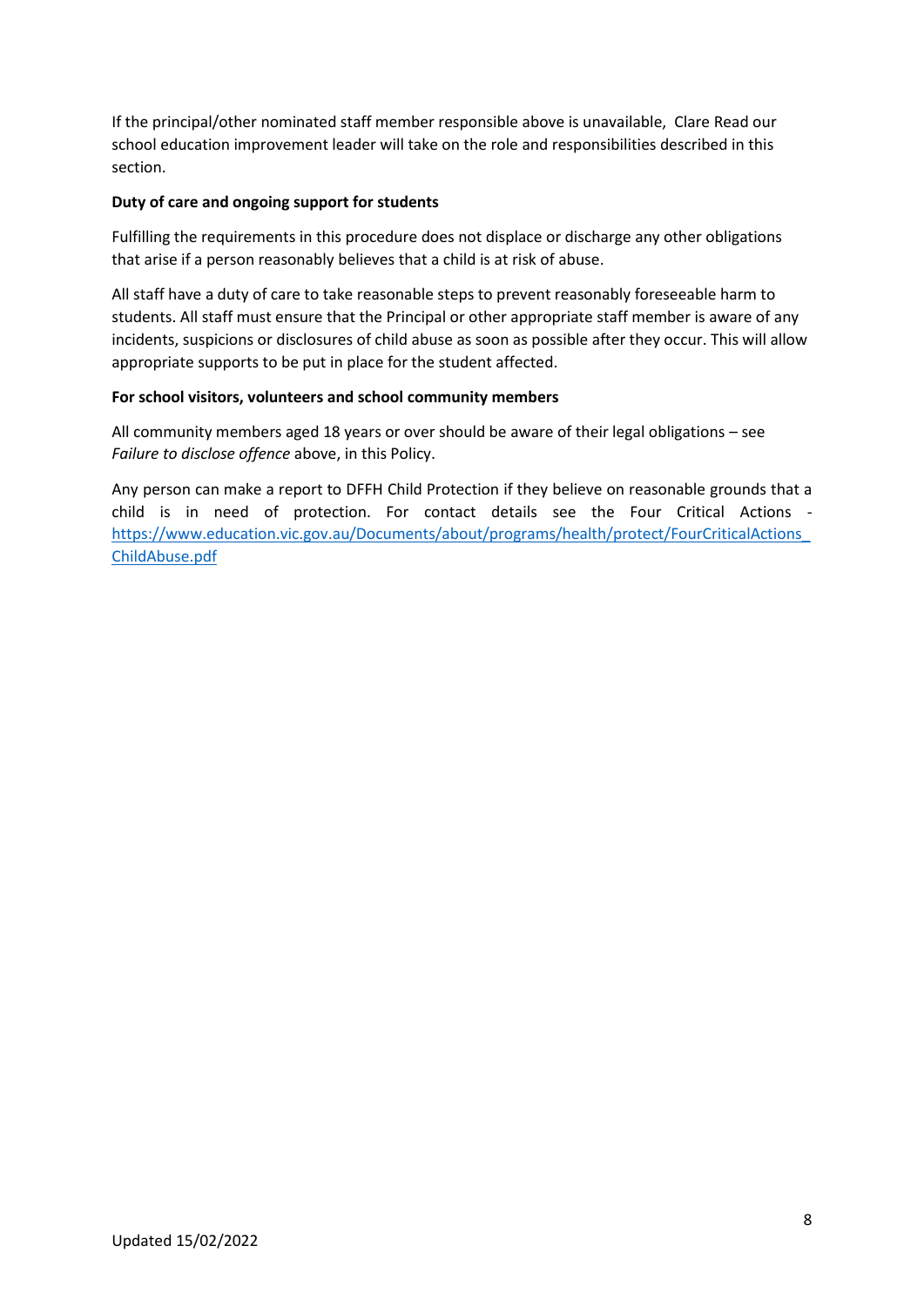If the principal/other nominated staff member responsible above is unavailable, Clare Read our school education improvement leader will take on the role and responsibilities described in this section.

**Duty of care and ongoing support for students**

Fulfilling the requirements in this procedure does not displace or discharge any other obligations that arise if a person reasonably believes that a child is at risk of abuse.

All staff have a duty of care to take reasonable steps to prevent reasonably foreseeable harm to students. All staff must ensure that the Principal or other appropriate staff member is aware of any incidents, suspicions or disclosures of child abuse as soon as possible after they occur. This will allow appropriate supports to be put in place for the student affected.

**For school visitors, volunteers and school community members**

All community members aged 18 years or over should be aware of their legal obligations – see *Failure to disclose offence* above, in this Policy.

Any person can make a report to DFFH Child Protection if they believe on reasonable grounds that a child is in need of protection. For contact details see the Four Critical Actions - [https://www.education.vic.gov.au/Documents/about/programs/health/protect/FourCriticalActions_ChildAbuse.pdf](https://www.education.vic.gov.au/Documents/about/programs/health/protect/FourCriticalActions_ChildAbuse.pdf)

Updated 15/02/2022